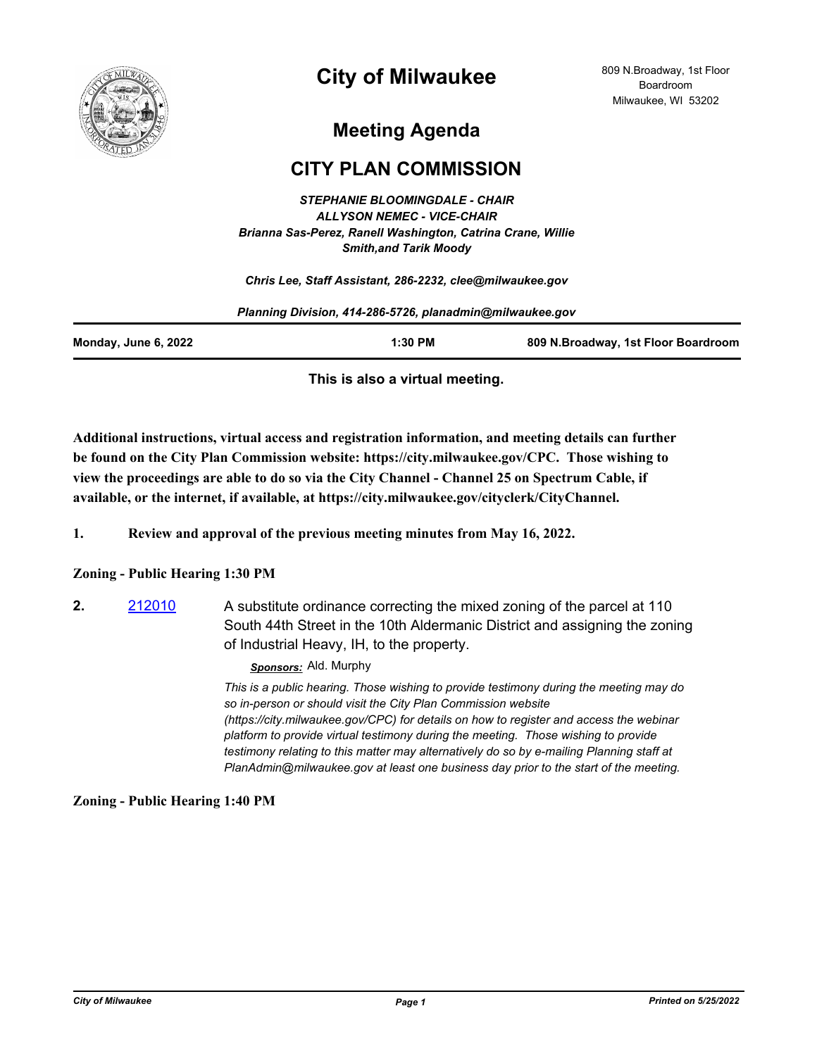# City of Milwaukee

809 N.Broadway, 1st Floor
Boardroom
Milwaukee, WI 53202

## Meeting Agenda

## CITY PLAN COMMISSION

*STEPHANIE BLOOMINGDALE - CHAIR*
*ALLYSON NEMEC - VICE-CHAIR*
*Brianna Sas-Perez, Ranell Washington, Catrina Crane, Willie Smith,and Tarik Moody*

*Chris Lee, Staff Assistant, 286-2232, clee@milwaukee.gov*

*Planning Division, 414-286-5726, planadmin@milwaukee.gov*

| Monday, June 6, 2022 | 1:30 PM | 809 N.Broadway, 1st Floor Boardroom |
|---|---|---|

**This is also a virtual meeting.**

**Additional instructions, virtual access and registration information, and meeting details can further be found on the City Plan Commission website: https://city.milwaukee.gov/CPC. Those wishing to view the proceedings are able to do so via the City Channel - Channel 25 on Spectrum Cable, if available, or the internet, if available, at https://city.milwaukee.gov/cityclerk/CityChannel.**

**1.** **Review and approval of the previous meeting minutes from May 16, 2022.**

**Zoning - Public Hearing 1:30 PM**

**2.** 212010 A substitute ordinance correcting the mixed zoning of the parcel at 110 South 44th Street in the 10th Aldermanic District and assigning the zoning of Industrial Heavy, IH, to the property.

***Sponsors:*** Ald. Murphy

*This is a public hearing. Those wishing to provide testimony during the meeting may do so in-person or should visit the City Plan Commission website (https://city.milwaukee.gov/CPC) for details on how to register and access the webinar platform to provide virtual testimony during the meeting. Those wishing to provide testimony relating to this matter may alternatively do so by e-mailing Planning staff at PlanAdmin@milwaukee.gov at least one business day prior to the start of the meeting.*

**Zoning - Public Hearing 1:40 PM**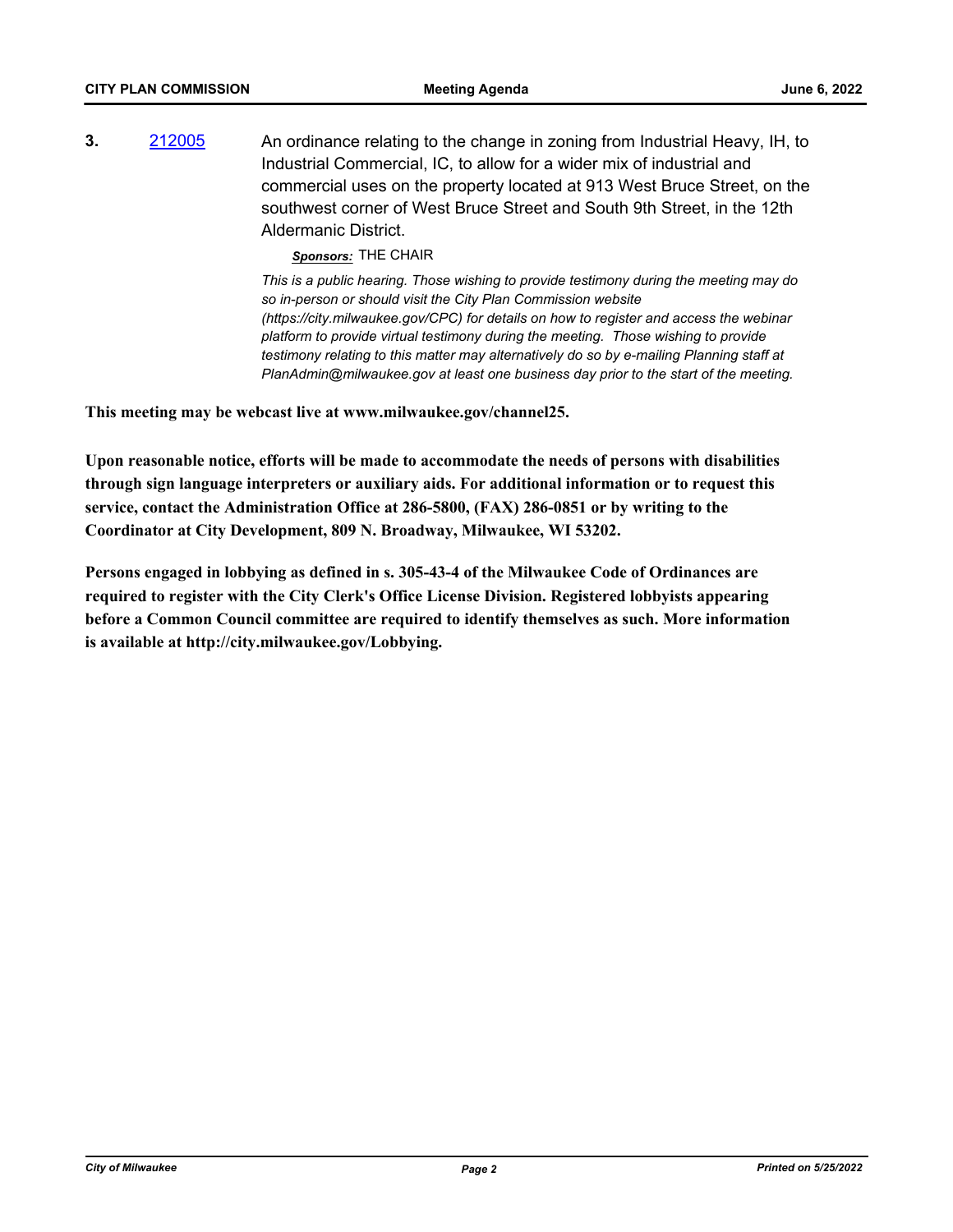**3.** [212005](212005) An ordinance relating to the change in zoning from Industrial Heavy, IH, to Industrial Commercial, IC, to allow for a wider mix of industrial and commercial uses on the property located at 913 West Bruce Street, on the southwest corner of West Bruce Street and South 9th Street, in the 12th Aldermanic District.

***Sponsors:*** THE CHAIR

*This is a public hearing. Those wishing to provide testimony during the meeting may do so in-person or should visit the City Plan Commission website (https://city.milwaukee.gov/CPC) for details on how to register and access the webinar platform to provide virtual testimony during the meeting. Those wishing to provide testimony relating to this matter may alternatively do so by e-mailing Planning staff at PlanAdmin@milwaukee.gov at least one business day prior to the start of the meeting.*

**This meeting may be webcast live at www.milwaukee.gov/channel25.**

**Upon reasonable notice, efforts will be made to accommodate the needs of persons with disabilities through sign language interpreters or auxiliary aids. For additional information or to request this service, contact the Administration Office at 286-5800, (FAX) 286-0851 or by writing to the Coordinator at City Development, 809 N. Broadway, Milwaukee, WI 53202.**

**Persons engaged in lobbying as defined in s. 305-43-4 of the Milwaukee Code of Ordinances are required to register with the City Clerk's Office License Division. Registered lobbyists appearing before a Common Council committee are required to identify themselves as such. More information is available at http://city.milwaukee.gov/Lobbying.**